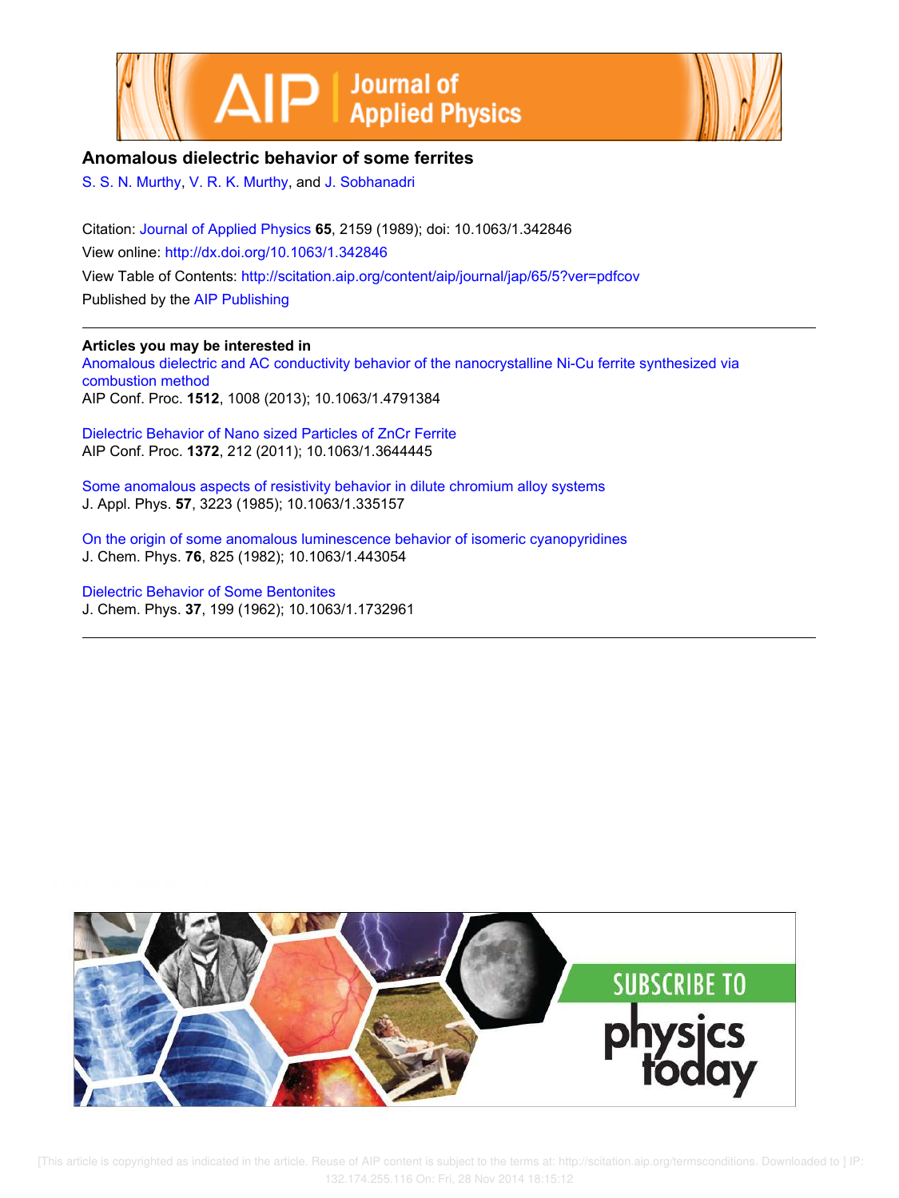# Anomalous dielectric behavior of some ferrites

S. S. N. Murthy, V. R. K. Murthy, and J. Sobhanadri

Citation: Journal of Applied Physics **65**, 2159 (1989); doi: 10.1063/1.342846

View online: http://dx.doi.org/10.1063/1.342846

View Table of Contents: http://scitation.aip.org/content/aip/journal/jap/65/5?ver=pdfcov

Published by the AIP Publishing

---

**Articles you may be interested in**

Anomalous dielectric and AC conductivity behavior of the nanocrystalline Ni-Cu ferrite synthesized via combustion method
AIP Conf. Proc. **1512**, 1008 (2013); 10.1063/1.4791384

Dielectric Behavior of Nano sized Particles of ZnCr Ferrite
AIP Conf. Proc. **1372**, 212 (2011); 10.1063/1.3644445

Some anomalous aspects of resistivity behavior in dilute chromium alloy systems
J. Appl. Phys. **57**, 3223 (1985); 10.1063/1.335157

On the origin of some anomalous luminescence behavior of isomeric cyanopyridines
J. Chem. Phys. **76**, 825 (1982); 10.1063/1.443054

Dielectric Behavior of Some Bentonites
J. Chem. Phys. **37**, 199 (1962); 10.1063/1.1732961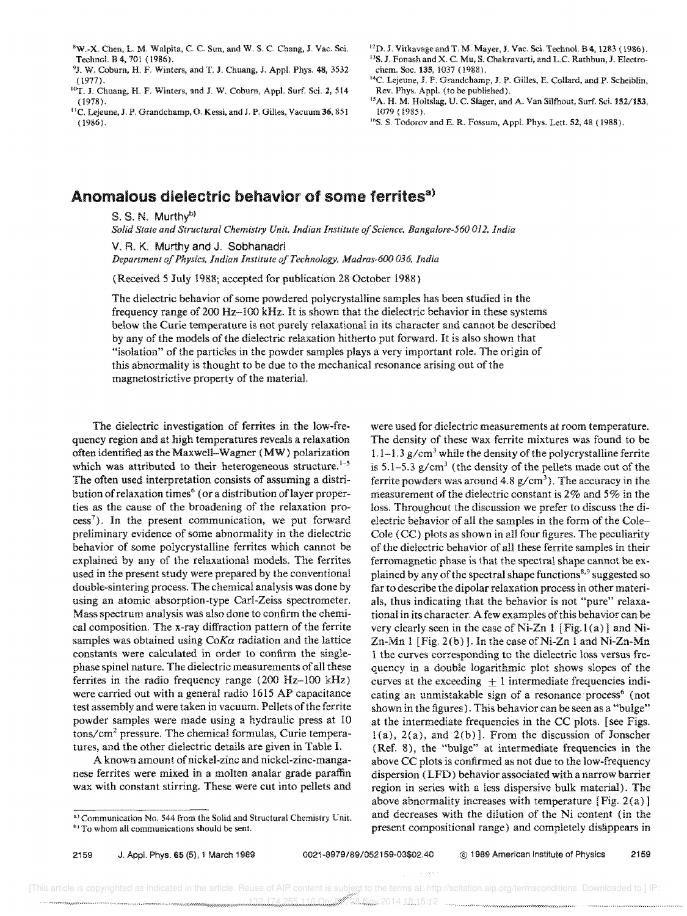[8] W.-X. Chen, L. M. Walpita, C. C. Sun, and W. S. C. Chang, J. Vac. Sci. Technol. B 4, 701 (1986).

[9] J. W. Coburn, H. F. Winters, and T. J. Chuang, J. Appl. Phys. 48, 3532 (1977).

[10] T. J. Chuang, H. F. Winters, and J. W. Coburn, Appl. Surf. Sci. 2, 514 (1978).

[11] C. Lejeune, J. P. Grandchamp, O. Kessi, and J. P. Gilles, Vacuum 36, 851 (1986).

[12] D. J. Vitkavage and T. M. Mayer, J. Vac. Sci. Technol. B 4, 1283 (1986).

[13] S. J. Fonash and X. C. Mu, S. Chakravarti, and L.C. Rathbun, J. Electrochem. Soc. 135, 1037 (1988).

[14] C. Lejeune, J. P. Grandchamp, J. P. Gilles, E. Collard, and P. Scheiblin, Rev. Phys. Appl. (to be published).

[15] A. H. M. Holtslag, U. C. Slager, and A. Van Silfhout, Surf. Sci. 152/153, 1079 (1985).

[16] S. S. Todorov and E. R. Fossum, Appl. Phys. Lett. 52, 48 (1988).

# Anomalous dielectric behavior of some ferrites[a)]

S. S. N. Murthy[b)]

*Solid State and Structural Chemistry Unit, Indian Institute of Science, Bangalore-560 012, India*

V. R. K. Murthy and J. Sobhanadri

*Department of Physics, Indian Institute of Technology, Madras-600 036, India*

(Received 5 July 1988; accepted for publication 28 October 1988)

The dielectric behavior of some powdered polycrystalline samples has been studied in the frequency range of 200 Hz–100 kHz. It is shown that the dielectric behavior in these systems below the Curie temperature is not purely relaxational in its character and cannot be described by any of the models of the dielectric relaxation hitherto put forward. It is also shown that "isolation" of the particles in the powder samples plays a very important role. The origin of this abnormality is thought to be due to the mechanical resonance arising out of the magnetostrictive property of the material.

The dielectric investigation of ferrites in the low-frequency region and at high temperatures reveals a relaxation often identified as the Maxwell–Wagner (MW) polarization which was attributed to their heterogeneous structure.[1–5] The often used interpretation consists of assuming a distribution of relaxation times[6] (or a distribution of layer properties as the cause of the broadening of the relaxation process[7]). In the present communication, we put forward preliminary evidence of some abnormality in the dielectric behavior of some polycrystalline ferrites which cannot be explained by any of the relaxational models. The ferrites used in the present study were prepared by the conventional double-sintering process. The chemical analysis was done by using an atomic absorption-type Carl-Zeiss spectrometer. Mass spectrum analysis was also done to confirm the chemical composition. The x-ray diffraction pattern of the ferrite samples was obtained using $CoK\alpha$ radiation and the lattice constants were calculated in order to confirm the single-phase spinel nature. The dielectric measurements of all these ferrites in the radio frequency range (200 Hz–100 kHz) were carried out with a general radio 1615 AP capacitance test assembly and were taken in vacuum. Pellets of the ferrite powder samples were made using a hydraulic press at 10 tons/cm$^2$ pressure. The chemical formulas, Curie temperatures, and the other dielectric details are given in Table I.

A known amount of nickel-zinc and nickel-zinc-manganese ferrites were mixed in a molten analar grade paraffin wax with constant stirring. These were cut into pellets and were used for dielectric measurements at room temperature. The density of these wax ferrite mixtures was found to be 1.1–1.3 g/cm$^3$ while the density of the polycrystalline ferrite is 5.1–5.3 g/cm$^3$ (the density of the pellets made out of the ferrite powders was around 4.8 g/cm$^3$). The accuracy in the measurement of the dielectric constant is 2% and 5% in the loss. Throughout the discussion we prefer to discuss the dielectric behavior of all the samples in the form of the Cole–Cole (CC) plots as shown in all four figures. The peculiarity of the dielectric behavior of all these ferrite samples in their ferromagnetic phase is that the spectral shape cannot be explained by any of the spectral shape functions[8,9] suggested so far to describe the dipolar relaxation process in other materials, thus indicating that the behavior is not "pure" relaxational in its character. A few examples of this behavior can be very clearly seen in the case of Ni-Zn 1 [Fig. 1(a)] and Ni-Zn-Mn 1 [Fig. 2(b)]. In the case of Ni-Zn 1 and Ni-Zn-Mn 1 the curves corresponding to the dielectric loss versus frequency in a double logarithmic plot shows slopes of the curves at the exceeding $\pm 1$ intermediate frequencies indicating an unmistakable sign of a resonance process[6] (not shown in the figures). This behavior can be seen as a "bulge" at the intermediate frequencies in the CC plots. [see Figs. 1(a), 2(a), and 2(b)]. From the discussion of Jonscher (Ref. 8), the "bulge" at intermediate frequencies in the above CC plots is confirmed as not due to the low-frequency dispersion (LFD) behavior associated with a narrow barrier region in series with a less dispersive bulk material). The above abnormality increases with temperature [Fig. 2(a)] and decreases with the dilution of the Ni content (in the present compositional range) and completely disappears in

[a)] Communication No. 544 from the Solid and Structural Chemistry Unit.

[b)] To whom all communications should be sent.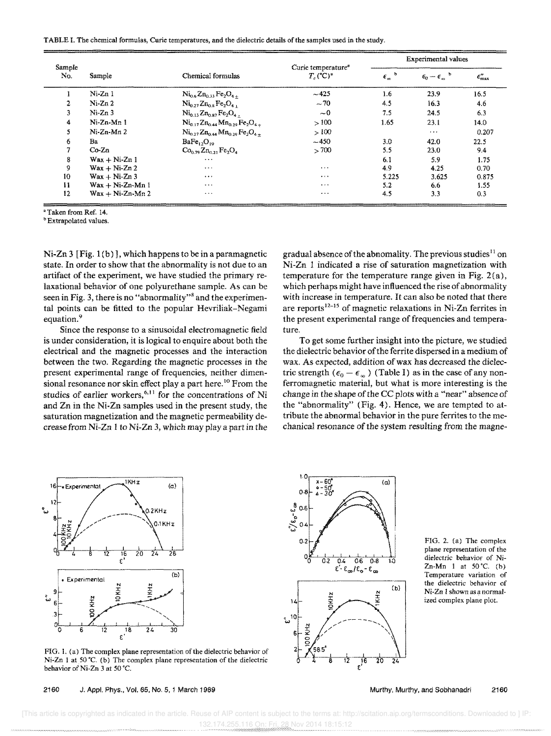TABLE I. The chemical formulas, Curie temperatures, and the dielectric details of the samples used in the study.

| Sample No. | Sample | Chemical formulas | Curie temperature[a] $T_c$ (°C)[a] | Experimental values $\epsilon_\infty$ [b] | $\epsilon_0 - \epsilon_\infty$ [b] | $\epsilon''_{max}$ |
|---|---|---|---|---|---|---|
| 1 | Ni-Zn 1 | $Ni_{0.6}Zn_{0.33}Fe_2O_{4\pm}$ | ~425 | 1.6 | 23.9 | 16.5 |
| 2 | Ni-Zn 2 | $Ni_{0.27}Zn_{0.8}Fe_2O_{4\pm}$ | ~70 | 4.5 | 16.3 | 4.6 |
| 3 | Ni-Zn 3 | $Ni_{0.13}Zn_{0.87}Fe_2O_{4\pm}$ | ~0 | 7.5 | 24.5 | 6.3 |
| 4 | Ni-Zn-Mn 1 | $Ni_{0.17}Zn_{0.44}Mn_{0.29}Fe_2O_{4\pm}$ | > 100 | 1.65 | 23.1 | 14.0 |
| 5 | Ni-Zn-Mn 2 | $Ni_{0.27}Zn_{0.44}Mn_{0.29}Fe_2O_{4\pm}$ | > 100 | | ... | 0.207 |
| 6 | Ba | $BaFe_{12}O_{19}$ | ~450 | 3.0 | 42.0 | 22.5 |
| 7 | Co-Zn | $Co_{0.79}Zn_{0.21}Fe_2O_4$ | > 700 | 5.5 | 23.0 | 9.4 |
| 8 | Wax + Ni-Zn 1 | ... | | 6.1 | 5.9 | 1.75 |
| 9 | Wax + Ni-Zn 2 | ... | ... | 4.9 | 4.25 | 0.70 |
| 10 | Wax + Ni-Zn 3 | ... | ... | 5.225 | 3.625 | 0.875 |
| 11 | Wax + Ni-Zn-Mn 1 | ... | ... | 5.2 | 6.6 | 1.55 |
| 12 | Wax + Ni-Zn-Mn 2 | ... | ... | 4.5 | 3.3 | 0.3 |

[a] Taken from Ref. 14.
[b] Extrapolated values.

Ni-Zn 3 [Fig. 1(b)], which happens to be in a paramagnetic state. In order to show that the abnormality is not due to an artifact of the experiment, we have studied the primary relaxational behavior of one polyurethane sample. As can be seen in Fig. 3, there is no "abnormality"[8] and the experimental points can be fitted to the popular Hevriliak–Negami equation.[9]

Since the response to a sinusoidal electromagnetic field is under consideration, it is logical to enquire about both the electrical and the magnetic processes and the interaction between the two. Regarding the magnetic processes in the present experimental range of frequencies, neither dimensional resonance nor skin effect play a part here.[10] From the studies of earlier workers,[6,11] for the concentrations of Ni and Zn in the Ni-Zn samples used in the present study, the saturation magnetization and the magnetic permeability decrease from Ni-Zn 1 to Ni-Zn 3, which may play a part in the gradual absence of the abnomality. The previous studies[11] on Ni-Zn 1 indicated a rise of saturation magnetization with temperature for the temperature range given in Fig. 2(a), which perhaps might have influenced the rise of abnormality with increase in temperature. It can also be noted that there are reports[12–15] of magnetic relaxations in Ni-Zn ferrites in the present experimental range of frequencies and temperature.

To get some further insight into the picture, we studied the dielectric behavior of the ferrite dispersed in a medium of wax. As expected, addition of wax has decreased the dielectric strength ($\epsilon_0 - \epsilon_\infty$) (Table I) as in the case of any nonferromagnetic material, but what is more interesting is the change in the shape of the CC plots with a "near" absence of the "abnormality" (Fig. 4). Hence, we are tempted to attribute the abnormal behavior in the pure ferrites to the mechanical resonance of the system resulting from the magne-

FIG. 1. (a) The complex plane representation of the dielectric behavior of Ni-Zn 1 at 50 °C. (b) The complex plane representation of the dielectric behavior of Ni-Zn 3 at 50 °C.

FIG. 2. (a) The complex plane representation of the dielectric behavior of Ni-Zn-Mn 1 at 50 °C. (b) Temperature variation of the dielectric behavior of Ni-Zn 1 shown as a normalized complex plane plot.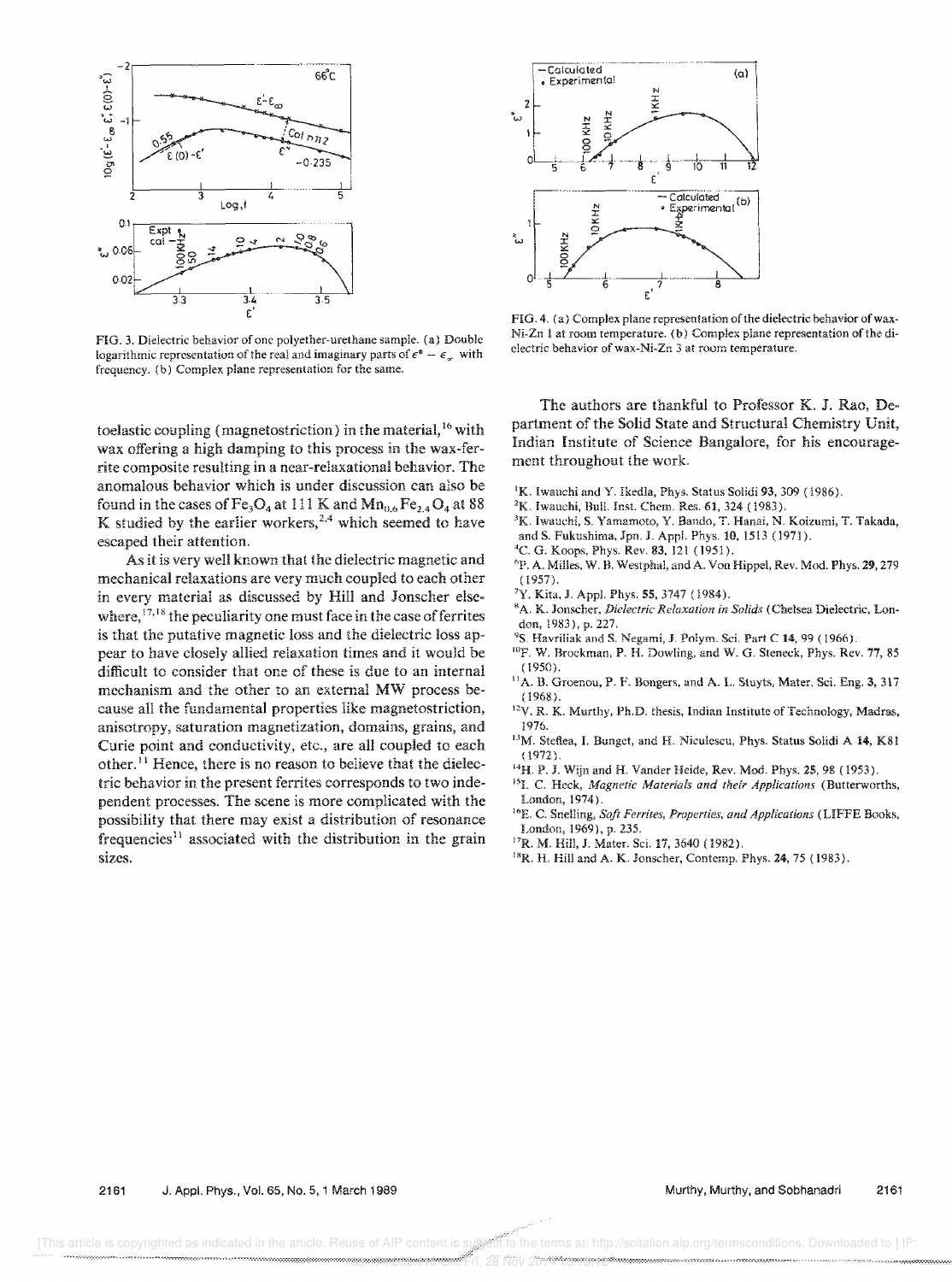FIG. 3. Dielectric behavior of one polyether-urethane sample. (a) Double logarithmic representation of the real and imaginary parts of $\epsilon^* - \epsilon_\infty$ with frequency. (b) Complex plane representation for the same.

FIG. 4. (a) Complex plane representation of the dielectric behavior of wax-Ni-Zn 1 at room temperature. (b) Complex plane representation of the dielectric behavior of wax-Ni-Zn 3 at room temperature.

toelastic coupling (magnetostriction) in the material,[16] with wax offering a high damping to this process in the wax-ferrite composite resulting in a near-relaxational behavior. The anomalous behavior which is under discussion can also be found in the cases of $Fe_3O_4$ at 111 K and $Mn_{0.6}Fe_{2.4}O_4$ at 88 K studied by the earlier workers,[2,4] which seemed to have escaped their attention.

As it is very well known that the dielectric magnetic and mechanical relaxations are very much coupled to each other in every material as discussed by Hill and Jonscher elsewhere,[17,18] the peculiarity one must face in the case of ferrites is that the putative magnetic loss and the dielectric loss appear to have closely allied relaxation times and it would be difficult to consider that one of these is due to an internal mechanism and the other to an external MW process because all the fundamental properties like magnetostriction, anisotropy, saturation magnetization, domains, grains, and Curie point and conductivity, etc., are all coupled to each other.[11] Hence, there is no reason to believe that the dielectric behavior in the present ferrites corresponds to two independent processes. The scene is more complicated with the possibility that there may exist a distribution of resonance frequencies[11] associated with the distribution in the grain sizes.

The authors are thankful to Professor K. J. Rao, Department of the Solid State and Structural Chemistry Unit, Indian Institute of Science Bangalore, for his encouragement throughout the work.

[1] K. Iwauchi and Y. Ikeda, Phys. Status Solidi 93, 309 (1986).

[2] K. Iwauchi, Bull. Inst. Chem. Res. 61, 324 (1983).

[3] K. Iwauchi, S. Yamamoto, Y. Bando, T. Hanai, N. Koizumi, T. Takada, and S. Fukushima, Jpn. J. Appl. Phys. 10, 1513 (1971).

[4] C. G. Koops, Phys. Rev. 83, 121 (1951).

[6] P. A. Milles, W. B. Westphal, and A. Von Hippel, Rev. Mod. Phys. 29, 279 (1957).

[7] Y. Kita, J. Appl. Phys. 55, 3747 (1984).

[8] A. K. Jonscher, *Dielectric Relaxation in Solids* (Chelsea Dielectric, London, 1983), p. 227.

[9] S. Havriliak and S. Negami, J. Polym. Sci. Part C 14, 99 (1966).

[10] F. W. Brockman, P. H. Dowling, and W. G. Steneck, Phys. Rev. 77, 85 (1950).

[11] A. B. Groenou, P. F. Bongers, and A. L. Stuyts, Mater. Sci. Eng. 3, 317 (1968).

[12] V. R. K. Murthy, Ph.D. thesis, Indian Institute of Technology, Madras, 1976.

[13] M. Steflea, I. Bunget, and H. Niculescu, Phys. Status Solidi A 14, K81 (1972).

[14] H. P. J. Wijn and H. Vander Heide, Rev. Mod. Phys. 25, 98 (1953).

[15] I. C. Heck, *Magnetic Materials and their Applications* (Butterworths, London, 1974).

[16] E. C. Snelling, *Soft Ferrites, Properties, and Applications* (LIFFE Books, London, 1969), p. 235.

[17] R. M. Hill, J. Mater. Sci. 17, 3640 (1982).

[18] R. H. Hill and A. K. Jonscher, Contemp. Phys. 24, 75 (1983).